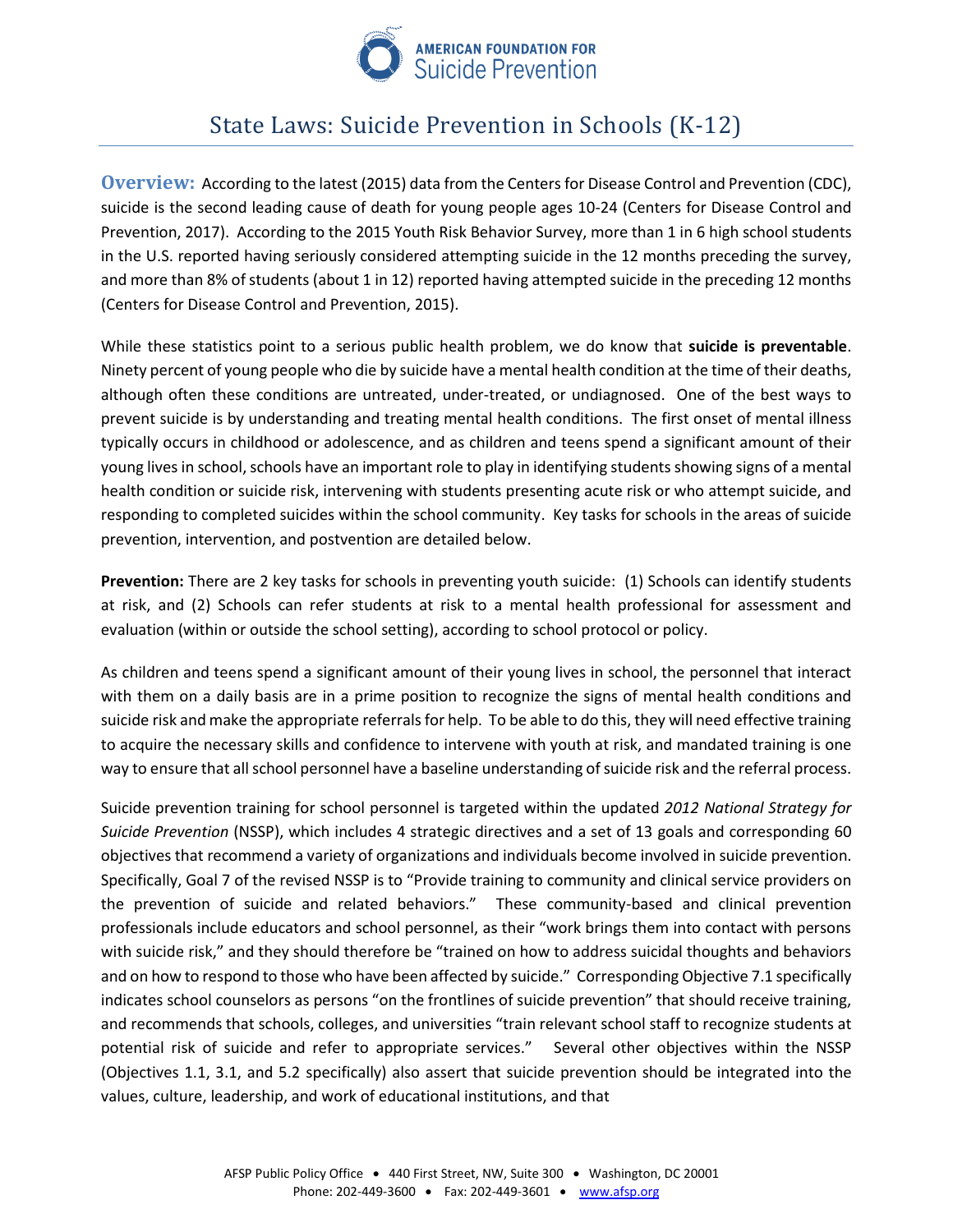AMERICAN FOUNDATION FOR Suicide Prevention

# State Laws: Suicide Prevention in Schools (K-12)

**Overview:** According to the latest (2015) data from the Centers for Disease Control and Prevention (CDC), suicide is the second leading cause of death for young people ages 10-24 (Centers for Disease Control and Prevention, 2017). According to the 2015 Youth Risk Behavior Survey, more than 1 in 6 high school students in the U.S. reported having seriously considered attempting suicide in the 12 months preceding the survey, and more than 8% of students (about 1 in 12) reported having attempted suicide in the preceding 12 months (Centers for Disease Control and Prevention, 2015).

While these statistics point to a serious public health problem, we do know that **suicide is preventable**. Ninety percent of young people who die by suicide have a mental health condition at the time of their deaths, although often these conditions are untreated, under-treated, or undiagnosed. One of the best ways to prevent suicide is by understanding and treating mental health conditions. The first onset of mental illness typically occurs in childhood or adolescence, and as children and teens spend a significant amount of their young lives in school, schools have an important role to play in identifying students showing signs of a mental health condition or suicide risk, intervening with students presenting acute risk or who attempt suicide, and responding to completed suicides within the school community. Key tasks for schools in the areas of suicide prevention, intervention, and postvention are detailed below.

**Prevention:** There are 2 key tasks for schools in preventing youth suicide: (1) Schools can identify students at risk, and (2) Schools can refer students at risk to a mental health professional for assessment and evaluation (within or outside the school setting), according to school protocol or policy.

As children and teens spend a significant amount of their young lives in school, the personnel that interact with them on a daily basis are in a prime position to recognize the signs of mental health conditions and suicide risk and make the appropriate referrals for help. To be able to do this, they will need effective training to acquire the necessary skills and confidence to intervene with youth at risk, and mandated training is one way to ensure that all school personnel have a baseline understanding of suicide risk and the referral process.

Suicide prevention training for school personnel is targeted within the updated *2012 National Strategy for Suicide Prevention* (NSSP), which includes 4 strategic directives and a set of 13 goals and corresponding 60 objectives that recommend a variety of organizations and individuals become involved in suicide prevention. Specifically, Goal 7 of the revised NSSP is to "Provide training to community and clinical service providers on the prevention of suicide and related behaviors." These community-based and clinical prevention professionals include educators and school personnel, as their "work brings them into contact with persons with suicide risk," and they should therefore be "trained on how to address suicidal thoughts and behaviors and on how to respond to those who have been affected by suicide." Corresponding Objective 7.1 specifically indicates school counselors as persons "on the frontlines of suicide prevention" that should receive training, and recommends that schools, colleges, and universities "train relevant school staff to recognize students at potential risk of suicide and refer to appropriate services." Several other objectives within the NSSP (Objectives 1.1, 3.1, and 5.2 specifically) also assert that suicide prevention should be integrated into the values, culture, leadership, and work of educational institutions, and that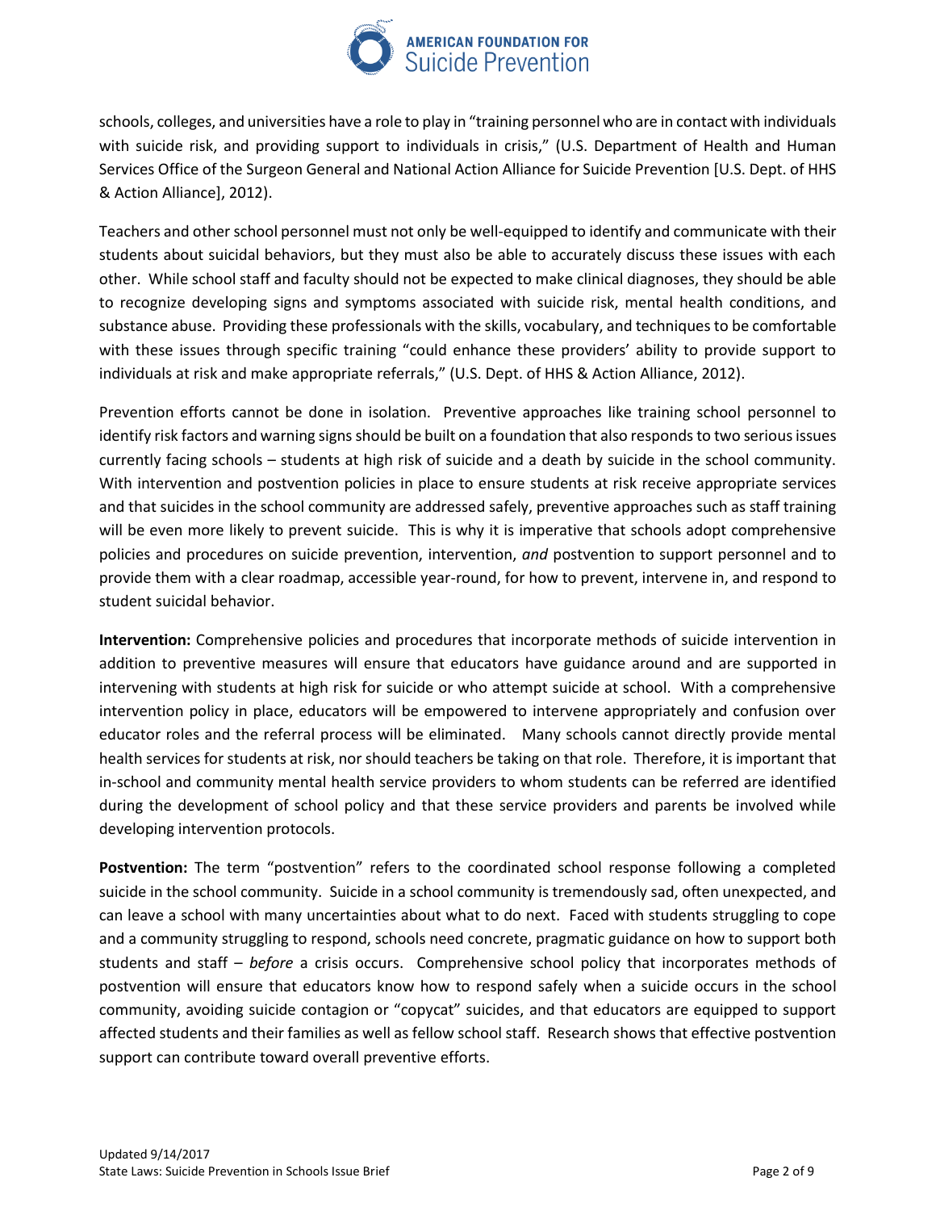schools, colleges, and universities have a role to play in "training personnel who are in contact with individuals with suicide risk, and providing support to individuals in crisis," (U.S. Department of Health and Human Services Office of the Surgeon General and National Action Alliance for Suicide Prevention [U.S. Dept. of HHS & Action Alliance], 2012).

Teachers and other school personnel must not only be well-equipped to identify and communicate with their students about suicidal behaviors, but they must also be able to accurately discuss these issues with each other. While school staff and faculty should not be expected to make clinical diagnoses, they should be able to recognize developing signs and symptoms associated with suicide risk, mental health conditions, and substance abuse. Providing these professionals with the skills, vocabulary, and techniques to be comfortable with these issues through specific training "could enhance these providers' ability to provide support to individuals at risk and make appropriate referrals," (U.S. Dept. of HHS & Action Alliance, 2012).

Prevention efforts cannot be done in isolation. Preventive approaches like training school personnel to identify risk factors and warning signs should be built on a foundation that also responds to two serious issues currently facing schools – students at high risk of suicide and a death by suicide in the school community. With intervention and postvention policies in place to ensure students at risk receive appropriate services and that suicides in the school community are addressed safely, preventive approaches such as staff training will be even more likely to prevent suicide. This is why it is imperative that schools adopt comprehensive policies and procedures on suicide prevention, intervention, *and* postvention to support personnel and to provide them with a clear roadmap, accessible year-round, for how to prevent, intervene in, and respond to student suicidal behavior.

**Intervention:** Comprehensive policies and procedures that incorporate methods of suicide intervention in addition to preventive measures will ensure that educators have guidance around and are supported in intervening with students at high risk for suicide or who attempt suicide at school. With a comprehensive intervention policy in place, educators will be empowered to intervene appropriately and confusion over educator roles and the referral process will be eliminated. Many schools cannot directly provide mental health services for students at risk, nor should teachers be taking on that role. Therefore, it is important that in-school and community mental health service providers to whom students can be referred are identified during the development of school policy and that these service providers and parents be involved while developing intervention protocols.

**Postvention:** The term "postvention" refers to the coordinated school response following a completed suicide in the school community. Suicide in a school community is tremendously sad, often unexpected, and can leave a school with many uncertainties about what to do next. Faced with students struggling to cope and a community struggling to respond, schools need concrete, pragmatic guidance on how to support both students and staff – *before* a crisis occurs. Comprehensive school policy that incorporates methods of postvention will ensure that educators know how to respond safely when a suicide occurs in the school community, avoiding suicide contagion or "copycat" suicides, and that educators are equipped to support affected students and their families as well as fellow school staff. Research shows that effective postvention support can contribute toward overall preventive efforts.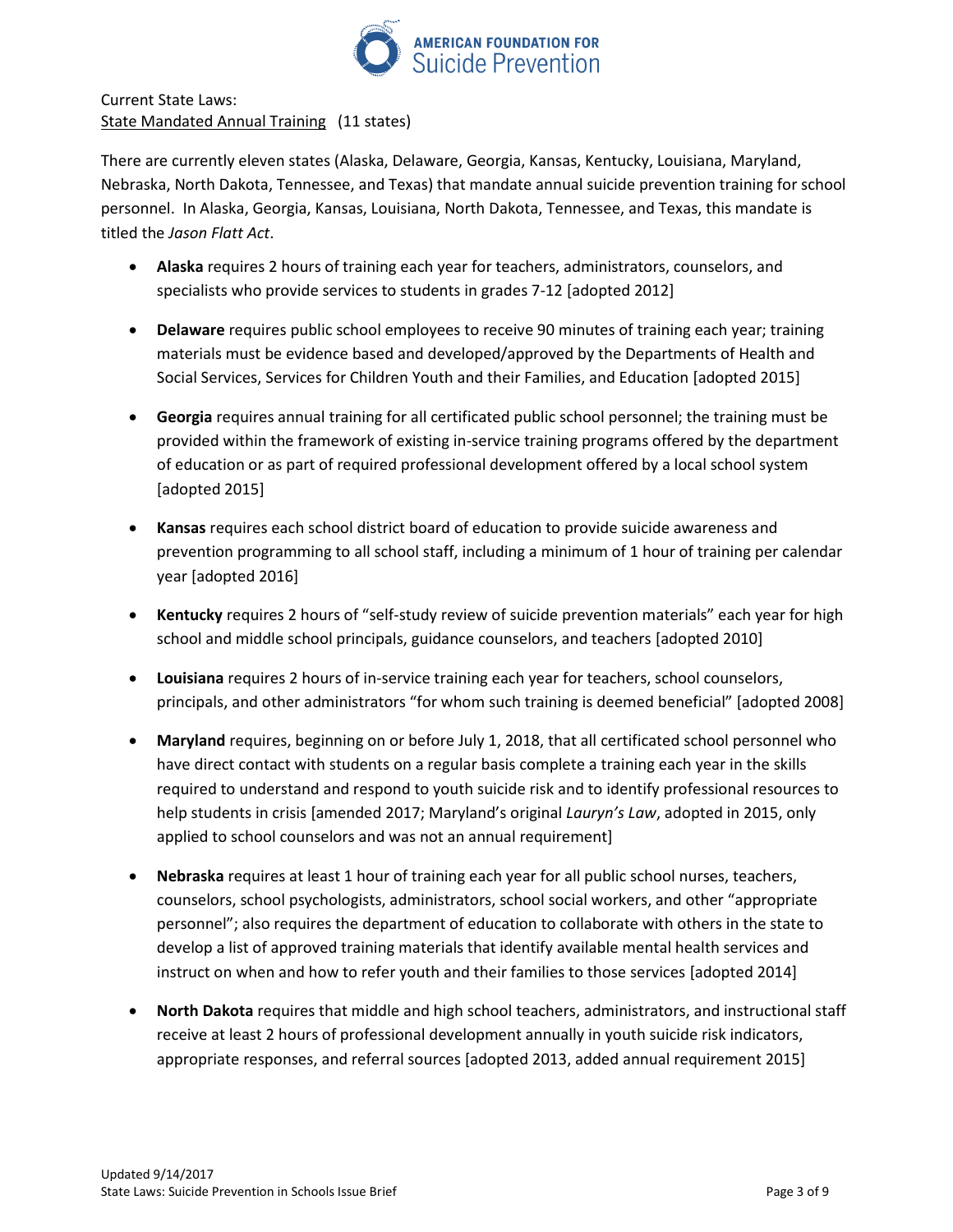Current State Laws:
State Mandated Annual Training (11 states)

There are currently eleven states (Alaska, Delaware, Georgia, Kansas, Kentucky, Louisiana, Maryland, Nebraska, North Dakota, Tennessee, and Texas) that mandate annual suicide prevention training for school personnel. In Alaska, Georgia, Kansas, Louisiana, North Dakota, Tennessee, and Texas, this mandate is titled the *Jason Flatt Act*.

- **Alaska** requires 2 hours of training each year for teachers, administrators, counselors, and specialists who provide services to students in grades 7-12 [adopted 2012]
- **Delaware** requires public school employees to receive 90 minutes of training each year; training materials must be evidence based and developed/approved by the Departments of Health and Social Services, Services for Children Youth and their Families, and Education [adopted 2015]
- **Georgia** requires annual training for all certificated public school personnel; the training must be provided within the framework of existing in-service training programs offered by the department of education or as part of required professional development offered by a local school system [adopted 2015]
- **Kansas** requires each school district board of education to provide suicide awareness and prevention programming to all school staff, including a minimum of 1 hour of training per calendar year [adopted 2016]
- **Kentucky** requires 2 hours of "self-study review of suicide prevention materials" each year for high school and middle school principals, guidance counselors, and teachers [adopted 2010]
- **Louisiana** requires 2 hours of in-service training each year for teachers, school counselors, principals, and other administrators "for whom such training is deemed beneficial" [adopted 2008]
- **Maryland** requires, beginning on or before July 1, 2018, that all certificated school personnel who have direct contact with students on a regular basis complete a training each year in the skills required to understand and respond to youth suicide risk and to identify professional resources to help students in crisis [amended 2017; Maryland's original *Lauryn's Law*, adopted in 2015, only applied to school counselors and was not an annual requirement]
- **Nebraska** requires at least 1 hour of training each year for all public school nurses, teachers, counselors, school psychologists, administrators, school social workers, and other "appropriate personnel"; also requires the department of education to collaborate with others in the state to develop a list of approved training materials that identify available mental health services and instruct on when and how to refer youth and their families to those services [adopted 2014]
- **North Dakota** requires that middle and high school teachers, administrators, and instructional staff receive at least 2 hours of professional development annually in youth suicide risk indicators, appropriate responses, and referral sources [adopted 2013, added annual requirement 2015]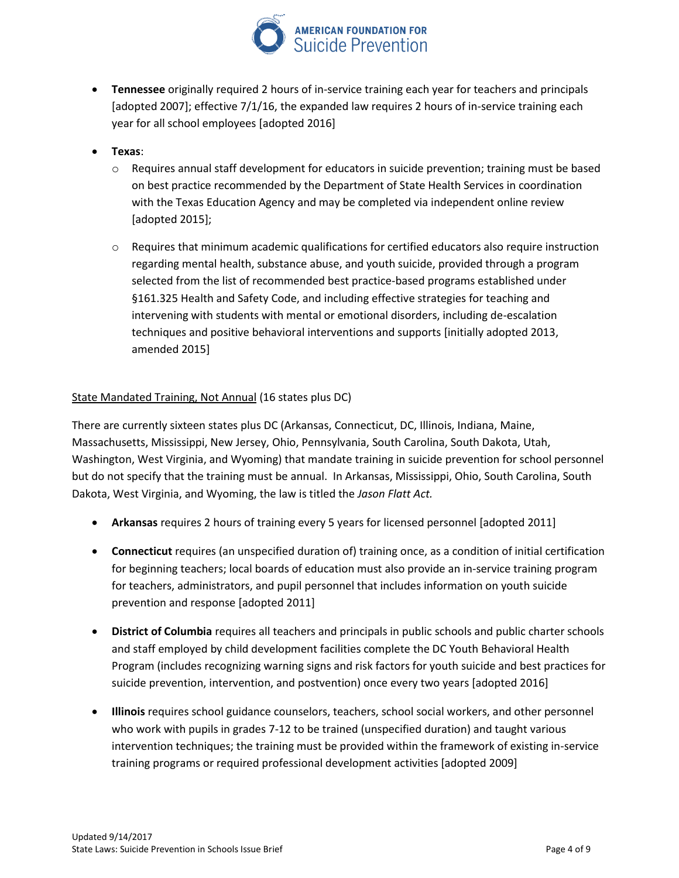- **Tennessee** originally required 2 hours of in-service training each year for teachers and principals [adopted 2007]; effective 7/1/16, the expanded law requires 2 hours of in-service training each year for all school employees [adopted 2016]

- **Texas**:
  - Requires annual staff development for educators in suicide prevention; training must be based on best practice recommended by the Department of State Health Services in coordination with the Texas Education Agency and may be completed via independent online review [adopted 2015];
  - Requires that minimum academic qualifications for certified educators also require instruction regarding mental health, substance abuse, and youth suicide, provided through a program selected from the list of recommended best practice-based programs established under §161.325 Health and Safety Code, and including effective strategies for teaching and intervening with students with mental or emotional disorders, including de-escalation techniques and positive behavioral interventions and supports [initially adopted 2013, amended 2015]

<u>State Mandated Training, Not Annual</u> (16 states plus DC)

There are currently sixteen states plus DC (Arkansas, Connecticut, DC, Illinois, Indiana, Maine, Massachusetts, Mississippi, New Jersey, Ohio, Pennsylvania, South Carolina, South Dakota, Utah, Washington, West Virginia, and Wyoming) that mandate training in suicide prevention for school personnel but do not specify that the training must be annual. In Arkansas, Mississippi, Ohio, South Carolina, South Dakota, West Virginia, and Wyoming, the law is titled the *Jason Flatt Act.*

- **Arkansas** requires 2 hours of training every 5 years for licensed personnel [adopted 2011]

- **Connecticut** requires (an unspecified duration of) training once, as a condition of initial certification for beginning teachers; local boards of education must also provide an in-service training program for teachers, administrators, and pupil personnel that includes information on youth suicide prevention and response [adopted 2011]

- **District of Columbia** requires all teachers and principals in public schools and public charter schools and staff employed by child development facilities complete the DC Youth Behavioral Health Program (includes recognizing warning signs and risk factors for youth suicide and best practices for suicide prevention, intervention, and postvention) once every two years [adopted 2016]

- **Illinois** requires school guidance counselors, teachers, school social workers, and other personnel who work with pupils in grades 7-12 to be trained (unspecified duration) and taught various intervention techniques; the training must be provided within the framework of existing in-service training programs or required professional development activities [adopted 2009]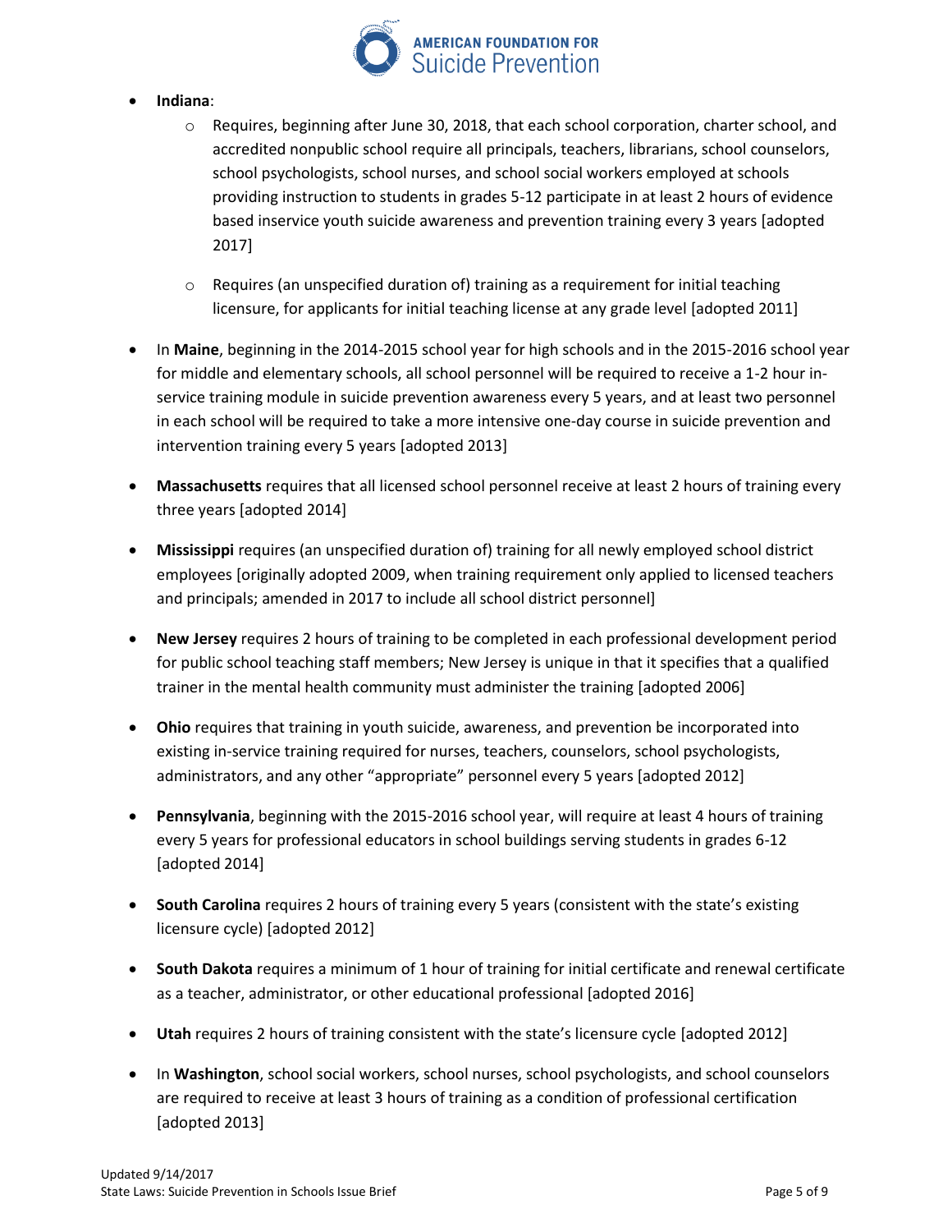- **Indiana**:
  - Requires, beginning after June 30, 2018, that each school corporation, charter school, and accredited nonpublic school require all principals, teachers, librarians, school counselors, school psychologists, school nurses, and school social workers employed at schools providing instruction to students in grades 5-12 participate in at least 2 hours of evidence based inservice youth suicide awareness and prevention training every 3 years [adopted 2017]
  - Requires (an unspecified duration of) training as a requirement for initial teaching licensure, for applicants for initial teaching license at any grade level [adopted 2011]
- In **Maine**, beginning in the 2014-2015 school year for high schools and in the 2015-2016 school year for middle and elementary schools, all school personnel will be required to receive a 1-2 hour in-service training module in suicide prevention awareness every 5 years, and at least two personnel in each school will be required to take a more intensive one-day course in suicide prevention and intervention training every 5 years [adopted 2013]
- **Massachusetts** requires that all licensed school personnel receive at least 2 hours of training every three years [adopted 2014]
- **Mississippi** requires (an unspecified duration of) training for all newly employed school district employees [originally adopted 2009, when training requirement only applied to licensed teachers and principals; amended in 2017 to include all school district personnel]
- **New Jersey** requires 2 hours of training to be completed in each professional development period for public school teaching staff members; New Jersey is unique in that it specifies that a qualified trainer in the mental health community must administer the training [adopted 2006]
- **Ohio** requires that training in youth suicide, awareness, and prevention be incorporated into existing in-service training required for nurses, teachers, counselors, school psychologists, administrators, and any other "appropriate" personnel every 5 years [adopted 2012]
- **Pennsylvania**, beginning with the 2015-2016 school year, will require at least 4 hours of training every 5 years for professional educators in school buildings serving students in grades 6-12 [adopted 2014]
- **South Carolina** requires 2 hours of training every 5 years (consistent with the state's existing licensure cycle) [adopted 2012]
- **South Dakota** requires a minimum of 1 hour of training for initial certificate and renewal certificate as a teacher, administrator, or other educational professional [adopted 2016]
- **Utah** requires 2 hours of training consistent with the state's licensure cycle [adopted 2012]
- In **Washington**, school social workers, school nurses, school psychologists, and school counselors are required to receive at least 3 hours of training as a condition of professional certification [adopted 2013]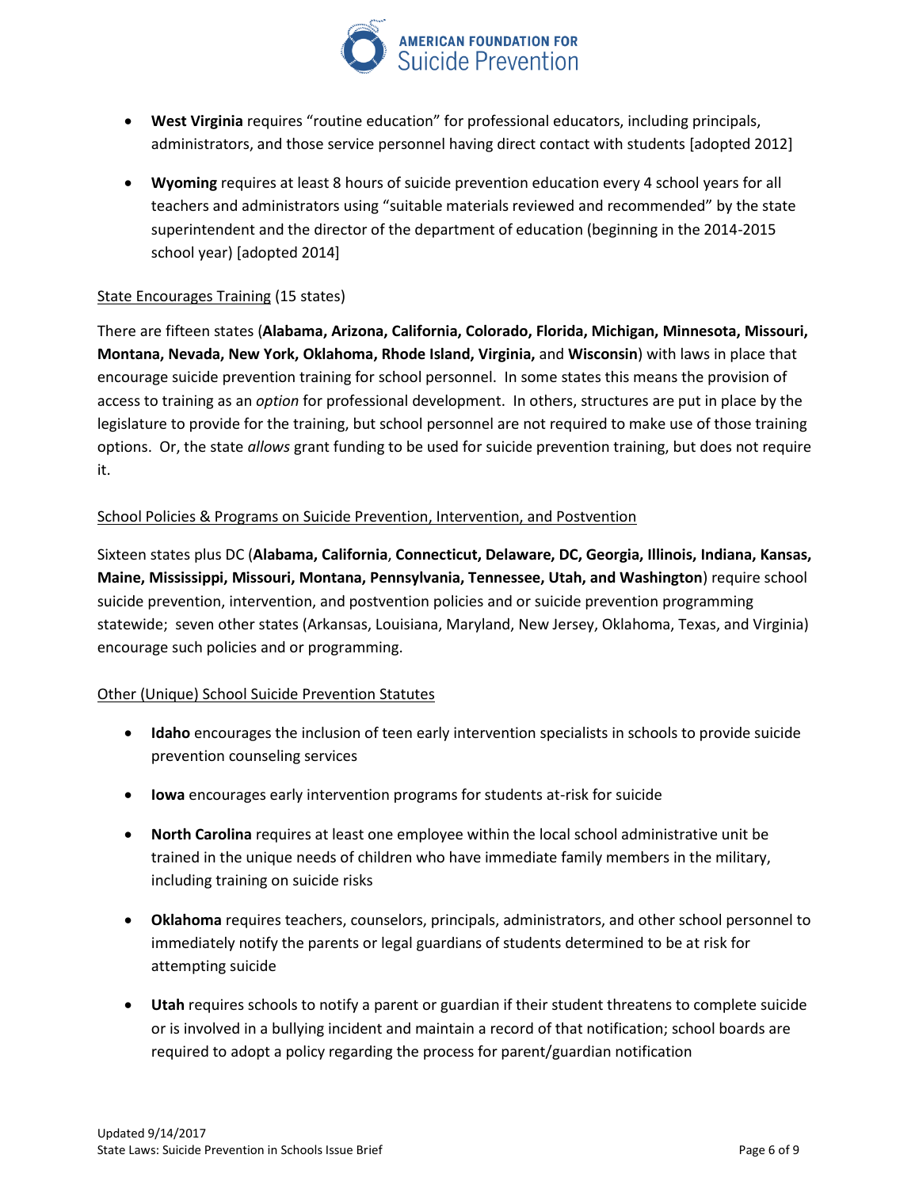- **West Virginia** requires "routine education" for professional educators, including principals, administrators, and those service personnel having direct contact with students [adopted 2012]

- **Wyoming** requires at least 8 hours of suicide prevention education every 4 school years for all teachers and administrators using "suitable materials reviewed and recommended" by the state superintendent and the director of the department of education (beginning in the 2014-2015 school year) [adopted 2014]

<u>State Encourages Training</u> (15 states)

There are fifteen states (**Alabama, Arizona, California, Colorado, Florida, Michigan, Minnesota, Missouri, Montana, Nevada, New York, Oklahoma, Rhode Island, Virginia,** and **Wisconsin**) with laws in place that encourage suicide prevention training for school personnel. In some states this means the provision of access to training as an *option* for professional development. In others, structures are put in place by the legislature to provide for the training, but school personnel are not required to make use of those training options. Or, the state *allows* grant funding to be used for suicide prevention training, but does not require it.

<u>School Policies & Programs on Suicide Prevention, Intervention, and Postvention</u>

Sixteen states plus DC (**Alabama, California**, **Connecticut, Delaware, DC, Georgia, Illinois, Indiana, Kansas, Maine, Mississippi, Missouri, Montana, Pennsylvania, Tennessee, Utah, and Washington**) require school suicide prevention, intervention, and postvention policies and or suicide prevention programming statewide; seven other states (Arkansas, Louisiana, Maryland, New Jersey, Oklahoma, Texas, and Virginia) encourage such policies and or programming.

<u>Other (Unique) School Suicide Prevention Statutes</u>

- **Idaho** encourages the inclusion of teen early intervention specialists in schools to provide suicide prevention counseling services

- **Iowa** encourages early intervention programs for students at-risk for suicide

- **North Carolina** requires at least one employee within the local school administrative unit be trained in the unique needs of children who have immediate family members in the military, including training on suicide risks

- **Oklahoma** requires teachers, counselors, principals, administrators, and other school personnel to immediately notify the parents or legal guardians of students determined to be at risk for attempting suicide

- **Utah** requires schools to notify a parent or guardian if their student threatens to complete suicide or is involved in a bullying incident and maintain a record of that notification; school boards are required to adopt a policy regarding the process for parent/guardian notification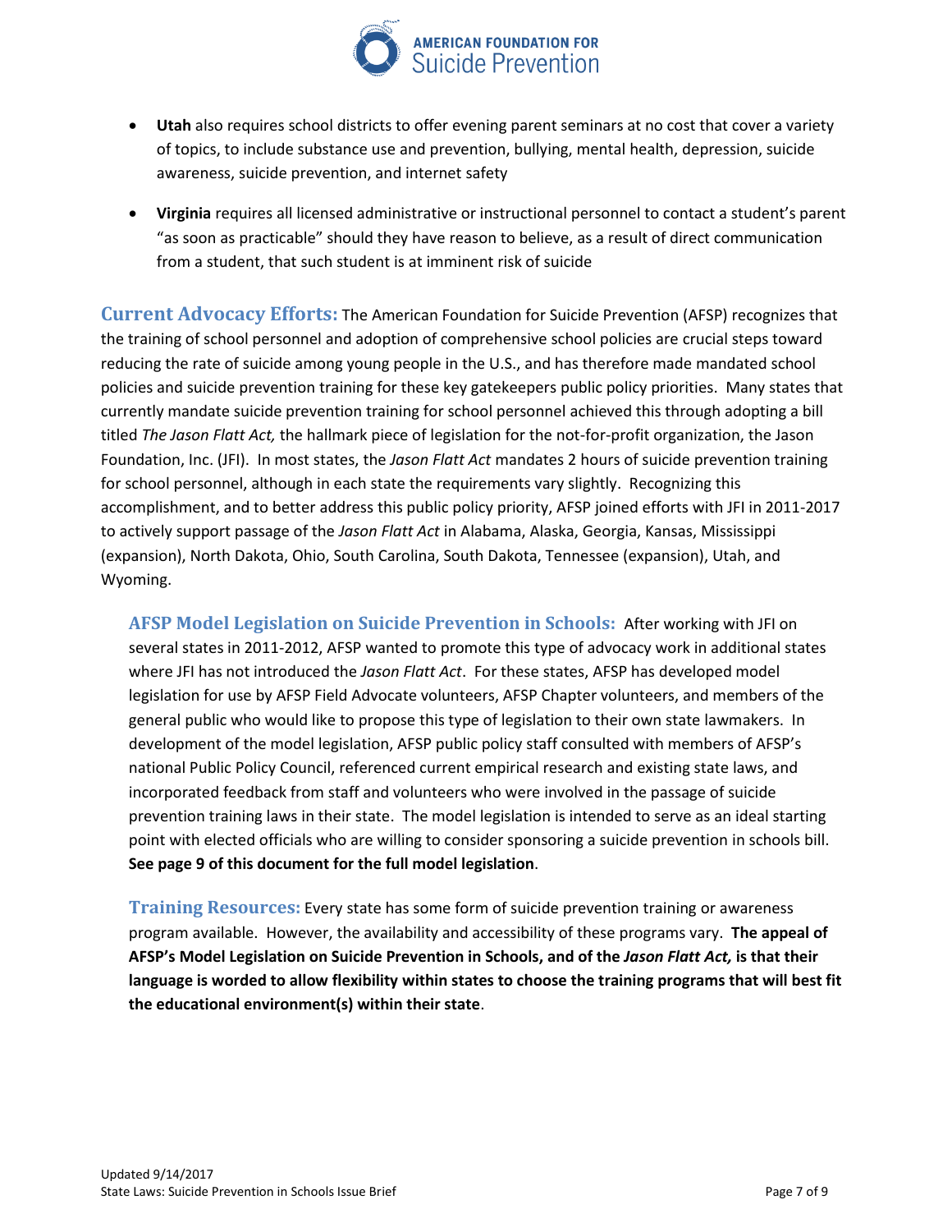- **Utah** also requires school districts to offer evening parent seminars at no cost that cover a variety of topics, to include substance use and prevention, bullying, mental health, depression, suicide awareness, suicide prevention, and internet safety

- **Virginia** requires all licensed administrative or instructional personnel to contact a student's parent "as soon as practicable" should they have reason to believe, as a result of direct communication from a student, that such student is at imminent risk of suicide

**Current Advocacy Efforts:** The American Foundation for Suicide Prevention (AFSP) recognizes that the training of school personnel and adoption of comprehensive school policies are crucial steps toward reducing the rate of suicide among young people in the U.S., and has therefore made mandated school policies and suicide prevention training for these key gatekeepers public policy priorities. Many states that currently mandate suicide prevention training for school personnel achieved this through adopting a bill titled *The Jason Flatt Act,* the hallmark piece of legislation for the not-for-profit organization, the Jason Foundation, Inc. (JFI). In most states, the *Jason Flatt Act* mandates 2 hours of suicide prevention training for school personnel, although in each state the requirements vary slightly. Recognizing this accomplishment, and to better address this public policy priority, AFSP joined efforts with JFI in 2011-2017 to actively support passage of the *Jason Flatt Act* in Alabama, Alaska, Georgia, Kansas, Mississippi (expansion), North Dakota, Ohio, South Carolina, South Dakota, Tennessee (expansion), Utah, and Wyoming.

**AFSP Model Legislation on Suicide Prevention in Schools:** After working with JFI on several states in 2011-2012, AFSP wanted to promote this type of advocacy work in additional states where JFI has not introduced the *Jason Flatt Act*. For these states, AFSP has developed model legislation for use by AFSP Field Advocate volunteers, AFSP Chapter volunteers, and members of the general public who would like to propose this type of legislation to their own state lawmakers. In development of the model legislation, AFSP public policy staff consulted with members of AFSP's national Public Policy Council, referenced current empirical research and existing state laws, and incorporated feedback from staff and volunteers who were involved in the passage of suicide prevention training laws in their state. The model legislation is intended to serve as an ideal starting point with elected officials who are willing to consider sponsoring a suicide prevention in schools bill. **See page 9 of this document for the full model legislation**.

**Training Resources:** Every state has some form of suicide prevention training or awareness program available. However, the availability and accessibility of these programs vary. **The appeal of AFSP's Model Legislation on Suicide Prevention in Schools, and of the *Jason Flatt Act,* is that their language is worded to allow flexibility within states to choose the training programs that will best fit the educational environment(s) within their state**.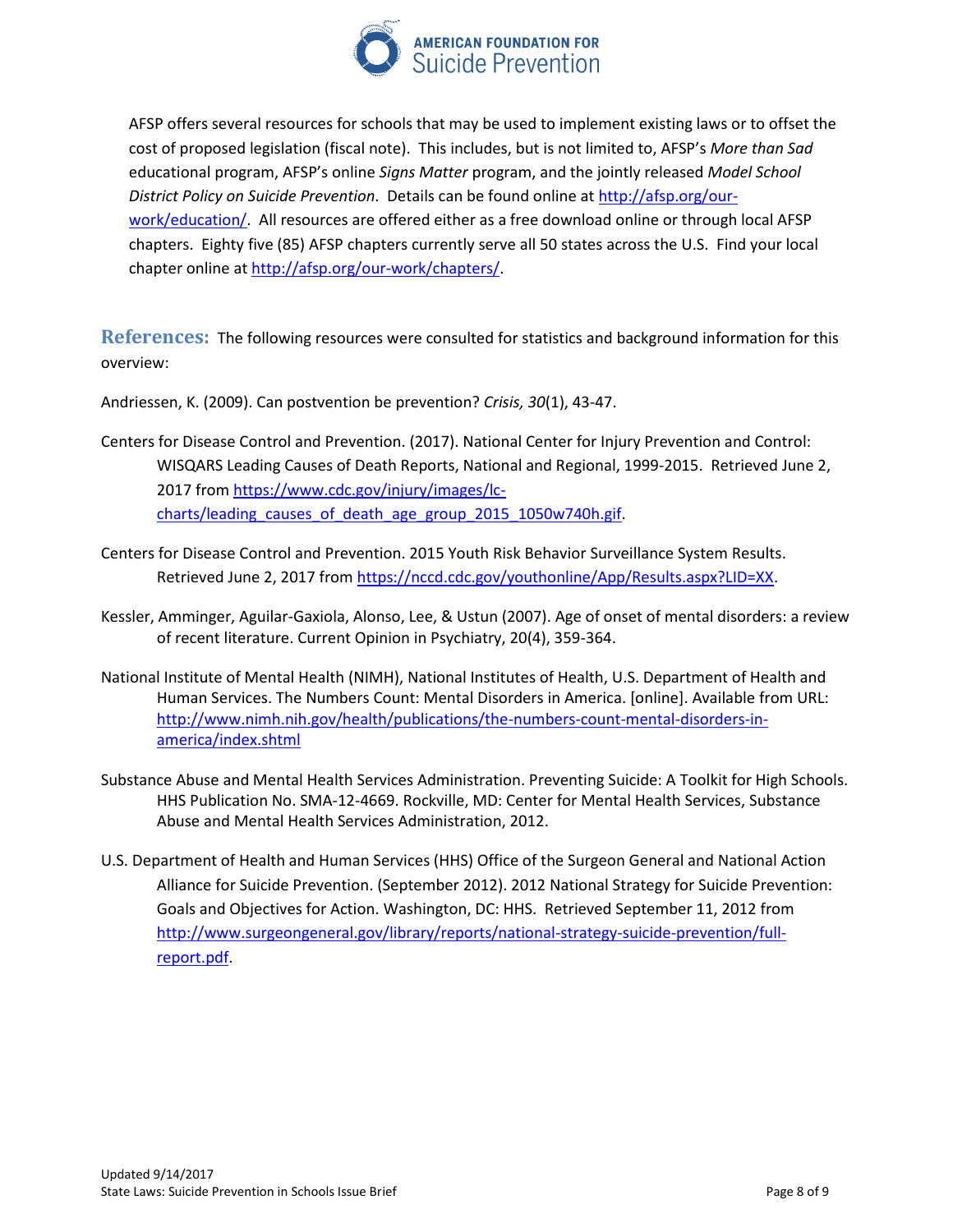AFSP offers several resources for schools that may be used to implement existing laws or to offset the cost of proposed legislation (fiscal note). This includes, but is not limited to, AFSP's *More than Sad* educational program, AFSP's online *Signs Matter* program, and the jointly released *Model School District Policy on Suicide Prevention*. Details can be found online at [http://afsp.org/our-work/education/](http://afsp.org/our-work/education/). All resources are offered either as a free download online or through local AFSP chapters. Eighty five (85) AFSP chapters currently serve all 50 states across the U.S. Find your local chapter online at [http://afsp.org/our-work/chapters/](http://afsp.org/our-work/chapters/).

## References:

The following resources were consulted for statistics and background information for this overview:

Andriessen, K. (2009). Can postvention be prevention? *Crisis, 30*(1), 43-47.

Centers for Disease Control and Prevention. (2017). National Center for Injury Prevention and Control: WISQARS Leading Causes of Death Reports, National and Regional, 1999-2015. Retrieved June 2, 2017 from [https://www.cdc.gov/injury/images/lc-charts/leading_causes_of_death_age_group_2015_1050w740h.gif](https://www.cdc.gov/injury/images/lc-charts/leading_causes_of_death_age_group_2015_1050w740h.gif).

Centers for Disease Control and Prevention. 2015 Youth Risk Behavior Surveillance System Results. Retrieved June 2, 2017 from [https://nccd.cdc.gov/youthonline/App/Results.aspx?LID=XX](https://nccd.cdc.gov/youthonline/App/Results.aspx?LID=XX).

Kessler, Amminger, Aguilar-Gaxiola, Alonso, Lee, & Ustun (2007). Age of onset of mental disorders: a review of recent literature. Current Opinion in Psychiatry, 20(4), 359-364.

National Institute of Mental Health (NIMH), National Institutes of Health, U.S. Department of Health and Human Services. The Numbers Count: Mental Disorders in America. [online]. Available from URL: [http://www.nimh.nih.gov/health/publications/the-numbers-count-mental-disorders-in-america/index.shtml](http://www.nimh.nih.gov/health/publications/the-numbers-count-mental-disorders-in-america/index.shtml)

Substance Abuse and Mental Health Services Administration. Preventing Suicide: A Toolkit for High Schools. HHS Publication No. SMA-12-4669. Rockville, MD: Center for Mental Health Services, Substance Abuse and Mental Health Services Administration, 2012.

U.S. Department of Health and Human Services (HHS) Office of the Surgeon General and National Action Alliance for Suicide Prevention. (September 2012). 2012 National Strategy for Suicide Prevention: Goals and Objectives for Action. Washington, DC: HHS. Retrieved September 11, 2012 from [http://www.surgeongeneral.gov/library/reports/national-strategy-suicide-prevention/full-report.pdf](http://www.surgeongeneral.gov/library/reports/national-strategy-suicide-prevention/full-report.pdf).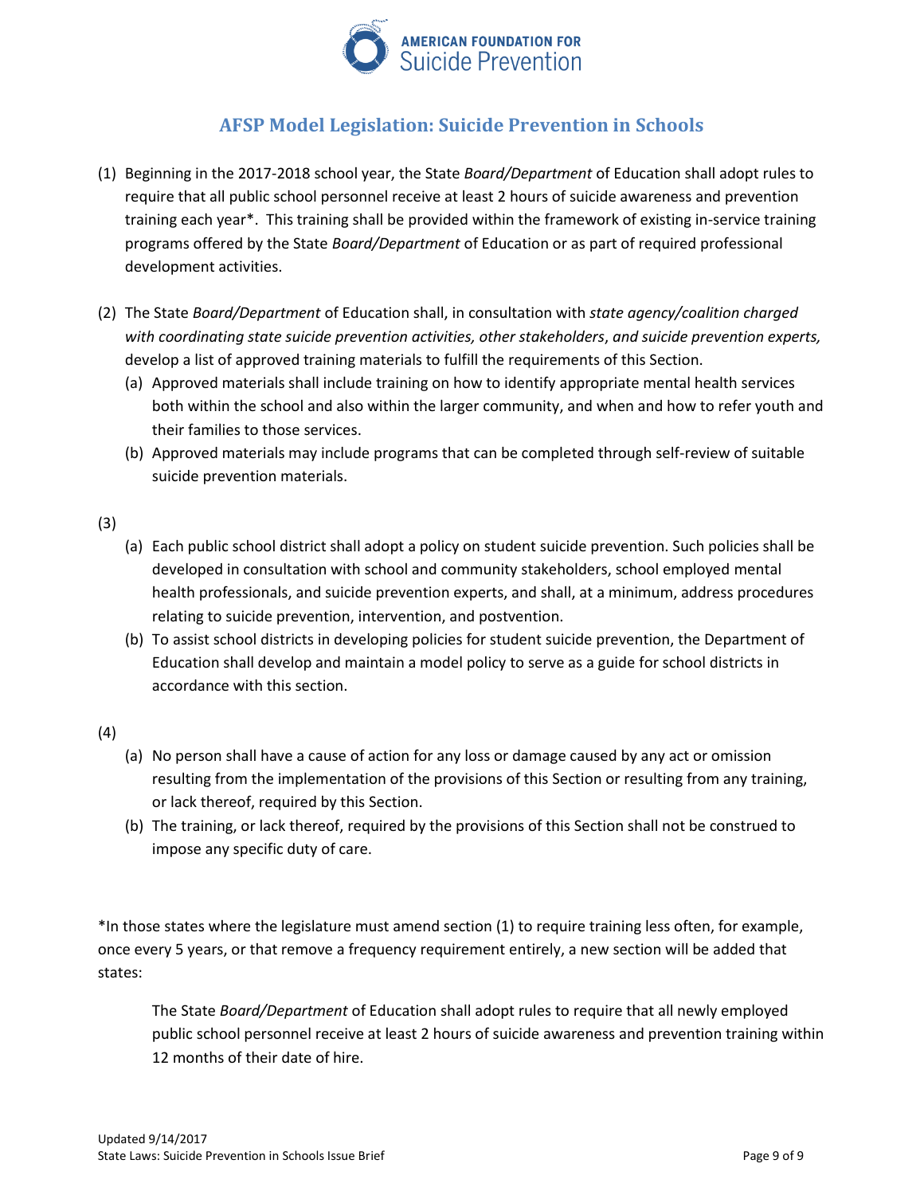AMERICAN FOUNDATION FOR Suicide Prevention

## AFSP Model Legislation: Suicide Prevention in Schools

(1) Beginning in the 2017-2018 school year, the State *Board/Department* of Education shall adopt rules to require that all public school personnel receive at least 2 hours of suicide awareness and prevention training each year*. This training shall be provided within the framework of existing in-service training programs offered by the State *Board/Department* of Education or as part of required professional development activities.

(2) The State *Board/Department* of Education shall, in consultation with *state agency/coalition charged with coordinating state suicide prevention activities, other stakeholders*, *and suicide prevention experts,* develop a list of approved training materials to fulfill the requirements of this Section.

   (a) Approved materials shall include training on how to identify appropriate mental health services both within the school and also within the larger community, and when and how to refer youth and their families to those services.

   (b) Approved materials may include programs that can be completed through self-review of suitable suicide prevention materials.

(3)

   (a) Each public school district shall adopt a policy on student suicide prevention. Such policies shall be developed in consultation with school and community stakeholders, school employed mental health professionals, and suicide prevention experts, and shall, at a minimum, address procedures relating to suicide prevention, intervention, and postvention.

   (b) To assist school districts in developing policies for student suicide prevention, the Department of Education shall develop and maintain a model policy to serve as a guide for school districts in accordance with this section.

(4)

   (a) No person shall have a cause of action for any loss or damage caused by any act or omission resulting from the implementation of the provisions of this Section or resulting from any training, or lack thereof, required by this Section.

   (b) The training, or lack thereof, required by the provisions of this Section shall not be construed to impose any specific duty of care.

*In those states where the legislature must amend section (1) to require training less often, for example, once every 5 years, or that remove a frequency requirement entirely, a new section will be added that states:

> The State *Board/Department* of Education shall adopt rules to require that all newly employed public school personnel receive at least 2 hours of suicide awareness and prevention training within 12 months of their date of hire.

Updated 9/14/2017